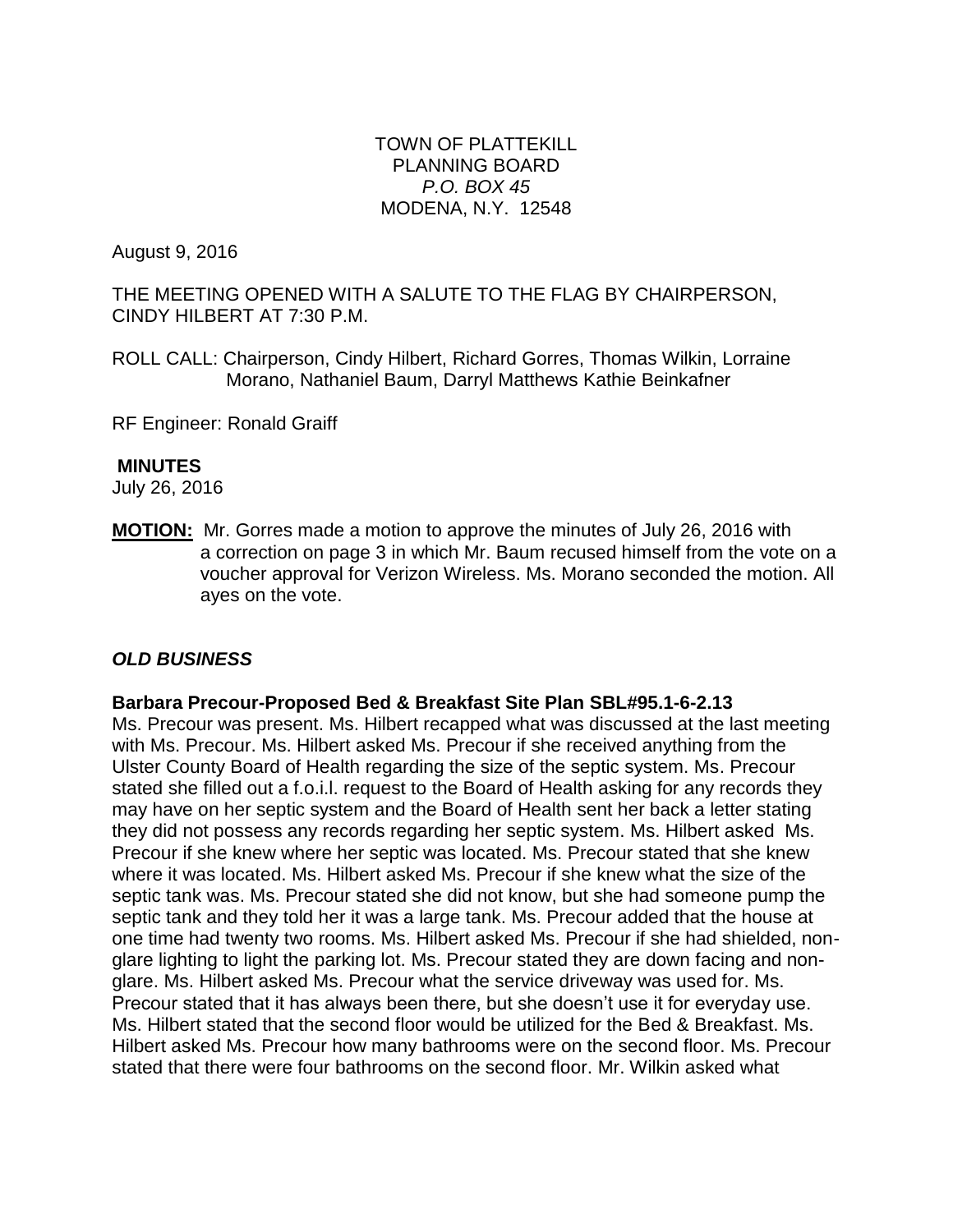TOWN OF PLATTEKILL
PLANNING BOARD
*P.O. BOX 45*
MODENA, N.Y. 12548

August 9, 2016

THE MEETING OPENED WITH A SALUTE TO THE FLAG BY CHAIRPERSON, CINDY HILBERT AT 7:30 P.M.

ROLL CALL: Chairperson, Cindy Hilbert, Richard Gorres, Thomas Wilkin, Lorraine Morano, Nathaniel Baum, Darryl Matthews Kathie Beinkafner

RF Engineer: Ronald Graiff

**MINUTES**
July 26, 2016

**MOTION:** Mr. Gorres made a motion to approve the minutes of July 26, 2016 with a correction on page 3 in which Mr. Baum recused himself from the vote on a voucher approval for Verizon Wireless. Ms. Morano seconded the motion. All ayes on the vote.

***OLD BUSINESS***

**Barbara Precour-Proposed Bed & Breakfast Site Plan SBL#95.1-6-2.13**
Ms. Precour was present. Ms. Hilbert recapped what was discussed at the last meeting with Ms. Precour. Ms. Hilbert asked Ms. Precour if she received anything from the Ulster County Board of Health regarding the size of the septic system. Ms. Precour stated she filled out a f.o.i.l. request to the Board of Health asking for any records they may have on her septic system and the Board of Health sent her back a letter stating they did not possess any records regarding her septic system. Ms. Hilbert asked Ms. Precour if she knew where her septic was located. Ms. Precour stated that she knew where it was located. Ms. Hilbert asked Ms. Precour if she knew what the size of the septic tank was. Ms. Precour stated she did not know, but she had someone pump the septic tank and they told her it was a large tank. Ms. Precour added that the house at one time had twenty two rooms. Ms. Hilbert asked Ms. Precour if she had shielded, non-glare lighting to light the parking lot. Ms. Precour stated they are down facing and non-glare. Ms. Hilbert asked Ms. Precour what the service driveway was used for. Ms. Precour stated that it has always been there, but she doesn't use it for everyday use. Ms. Hilbert stated that the second floor would be utilized for the Bed & Breakfast. Ms. Hilbert asked Ms. Precour how many bathrooms were on the second floor. Ms. Precour stated that there were four bathrooms on the second floor. Mr. Wilkin asked what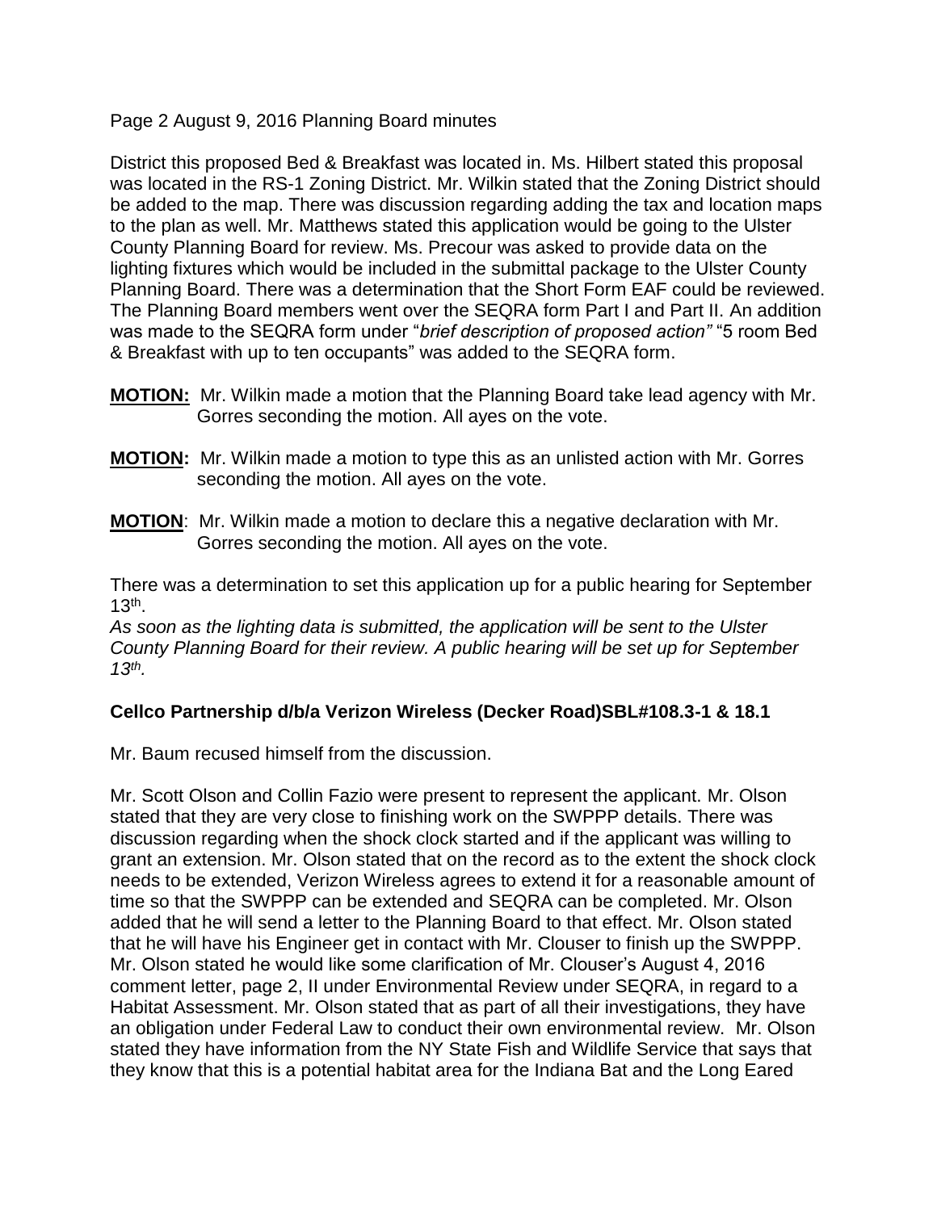District this proposed Bed & Breakfast was located in. Ms. Hilbert stated this proposal was located in the RS-1 Zoning District. Mr. Wilkin stated that the Zoning District should be added to the map. There was discussion regarding adding the tax and location maps to the plan as well. Mr. Matthews stated this application would be going to the Ulster County Planning Board for review. Ms. Precour was asked to provide data on the lighting fixtures which would be included in the submittal package to the Ulster County Planning Board. There was a determination that the Short Form EAF could be reviewed. The Planning Board members went over the SEQRA form Part I and Part II. An addition was made to the SEQRA form under "*brief description of proposed action*" "5 room Bed & Breakfast with up to ten occupants" was added to the SEQRA form.

**MOTION:** Mr. Wilkin made a motion that the Planning Board take lead agency with Mr. Gorres seconding the motion. All ayes on the vote.

**MOTION:** Mr. Wilkin made a motion to type this as an unlisted action with Mr. Gorres seconding the motion. All ayes on the vote.

**MOTION**: Mr. Wilkin made a motion to declare this a negative declaration with Mr. Gorres seconding the motion. All ayes on the vote.

There was a determination to set this application up for a public hearing for September 13th.

*As soon as the lighting data is submitted, the application will be sent to the Ulster County Planning Board for their review. A public hearing will be set up for September 13th.*

**Cellco Partnership d/b/a Verizon Wireless (Decker Road)SBL#108.3-1 & 18.1**

Mr. Baum recused himself from the discussion.

Mr. Scott Olson and Collin Fazio were present to represent the applicant. Mr. Olson stated that they are very close to finishing work on the SWPPP details. There was discussion regarding when the shock clock started and if the applicant was willing to grant an extension. Mr. Olson stated that on the record as to the extent the shock clock needs to be extended, Verizon Wireless agrees to extend it for a reasonable amount of time so that the SWPPP can be extended and SEQRA can be completed. Mr. Olson added that he will send a letter to the Planning Board to that effect. Mr. Olson stated that he will have his Engineer get in contact with Mr. Clouser to finish up the SWPPP. Mr. Olson stated he would like some clarification of Mr. Clouser's August 4, 2016 comment letter, page 2, II under Environmental Review under SEQRA, in regard to a Habitat Assessment. Mr. Olson stated that as part of all their investigations, they have an obligation under Federal Law to conduct their own environmental review. Mr. Olson stated they have information from the NY State Fish and Wildlife Service that says that they know that this is a potential habitat area for the Indiana Bat and the Long Eared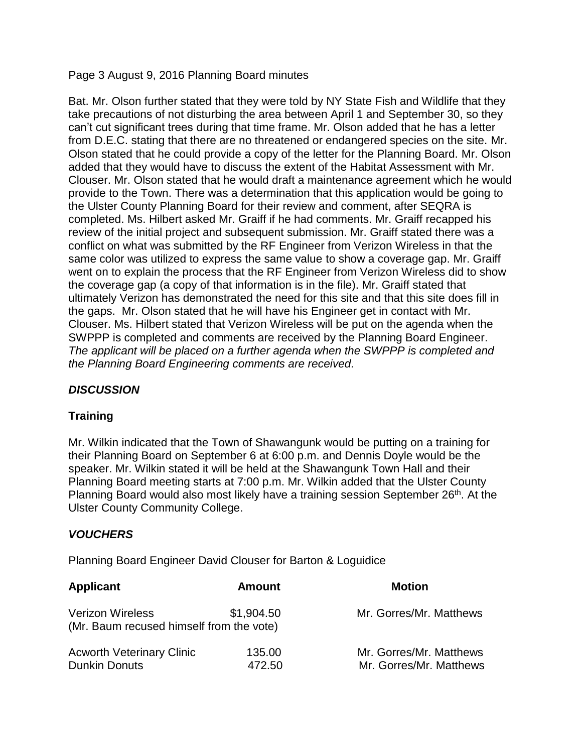Page 3 August 9, 2016 Planning Board minutes

Bat. Mr. Olson further stated that they were told by NY State Fish and Wildlife that they take precautions of not disturbing the area between April 1 and September 30, so they can't cut significant trees during that time frame. Mr. Olson added that he has a letter from D.E.C. stating that there are no threatened or endangered species on the site. Mr. Olson stated that he could provide a copy of the letter for the Planning Board. Mr. Olson added that they would have to discuss the extent of the Habitat Assessment with Mr. Clouser. Mr. Olson stated that he would draft a maintenance agreement which he would provide to the Town. There was a determination that this application would be going to the Ulster County Planning Board for their review and comment, after SEQRA is completed. Ms. Hilbert asked Mr. Graiff if he had comments. Mr. Graiff recapped his review of the initial project and subsequent submission. Mr. Graiff stated there was a conflict on what was submitted by the RF Engineer from Verizon Wireless in that the same color was utilized to express the same value to show a coverage gap. Mr. Graiff went on to explain the process that the RF Engineer from Verizon Wireless did to show the coverage gap (a copy of that information is in the file). Mr. Graiff stated that ultimately Verizon has demonstrated the need for this site and that this site does fill in the gaps. Mr. Olson stated that he will have his Engineer get in contact with Mr. Clouser. Ms. Hilbert stated that Verizon Wireless will be put on the agenda when the SWPPP is completed and comments are received by the Planning Board Engineer. *The applicant will be placed on a further agenda when the SWPPP is completed and the Planning Board Engineering comments are received.*

## *DISCUSSION*

### Training

Mr. Wilkin indicated that the Town of Shawangunk would be putting on a training for their Planning Board on September 6 at 6:00 p.m. and Dennis Doyle would be the speaker. Mr. Wilkin stated it will be held at the Shawangunk Town Hall and their Planning Board meeting starts at 7:00 p.m. Mr. Wilkin added that the Ulster County Planning Board would also most likely have a training session September 26th. At the Ulster County Community College.

## *VOUCHERS*

Planning Board Engineer David Clouser for Barton & Loguidice

| Applicant | Amount | Motion |
|---|---|---|
| Verizon Wireless (Mr. Baum recused himself from the vote) | $1,904.50 | Mr. Gorres/Mr. Matthews |
| Acworth Veterinary Clinic | 135.00 | Mr. Gorres/Mr. Matthews |
| Dunkin Donuts | 472.50 | Mr. Gorres/Mr. Matthews |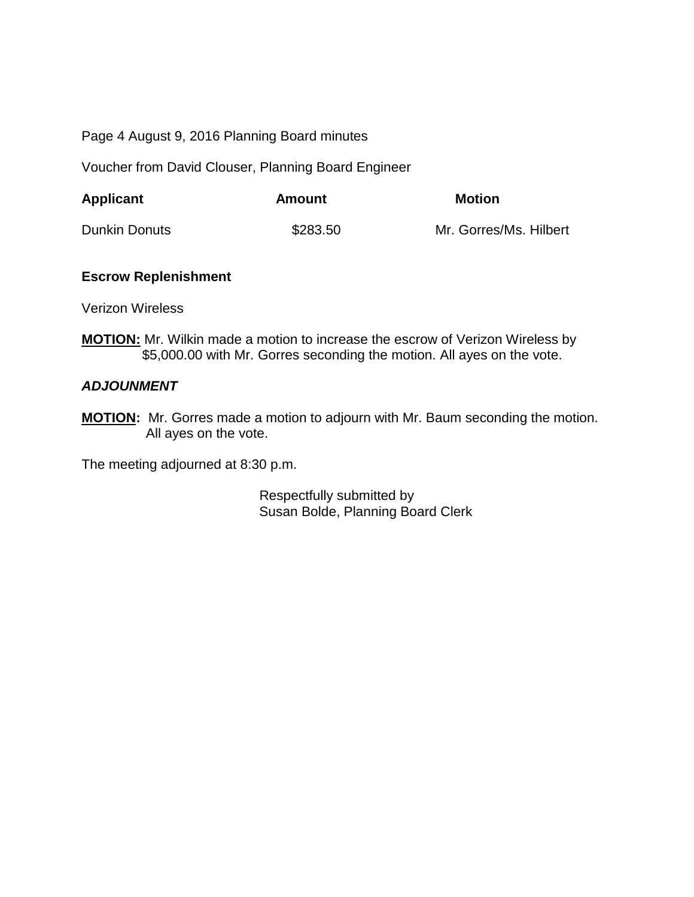Page 4 August 9, 2016 Planning Board minutes

Voucher from David Clouser, Planning Board Engineer

| **Applicant** | **Amount** | **Motion** |
|---|---|---|
| Dunkin Donuts | $283.50 | Mr. Gorres/Ms. Hilbert |

**Escrow Replenishment**

Verizon Wireless

**MOTION:** Mr. Wilkin made a motion to increase the escrow of Verizon Wireless by $5,000.00 with Mr. Gorres seconding the motion. All ayes on the vote.

***ADJOUNMENT***

**MOTION:** Mr. Gorres made a motion to adjourn with Mr. Baum seconding the motion. All ayes on the vote.

The meeting adjourned at 8:30 p.m.

Respectfully submitted by
Susan Bolde, Planning Board Clerk